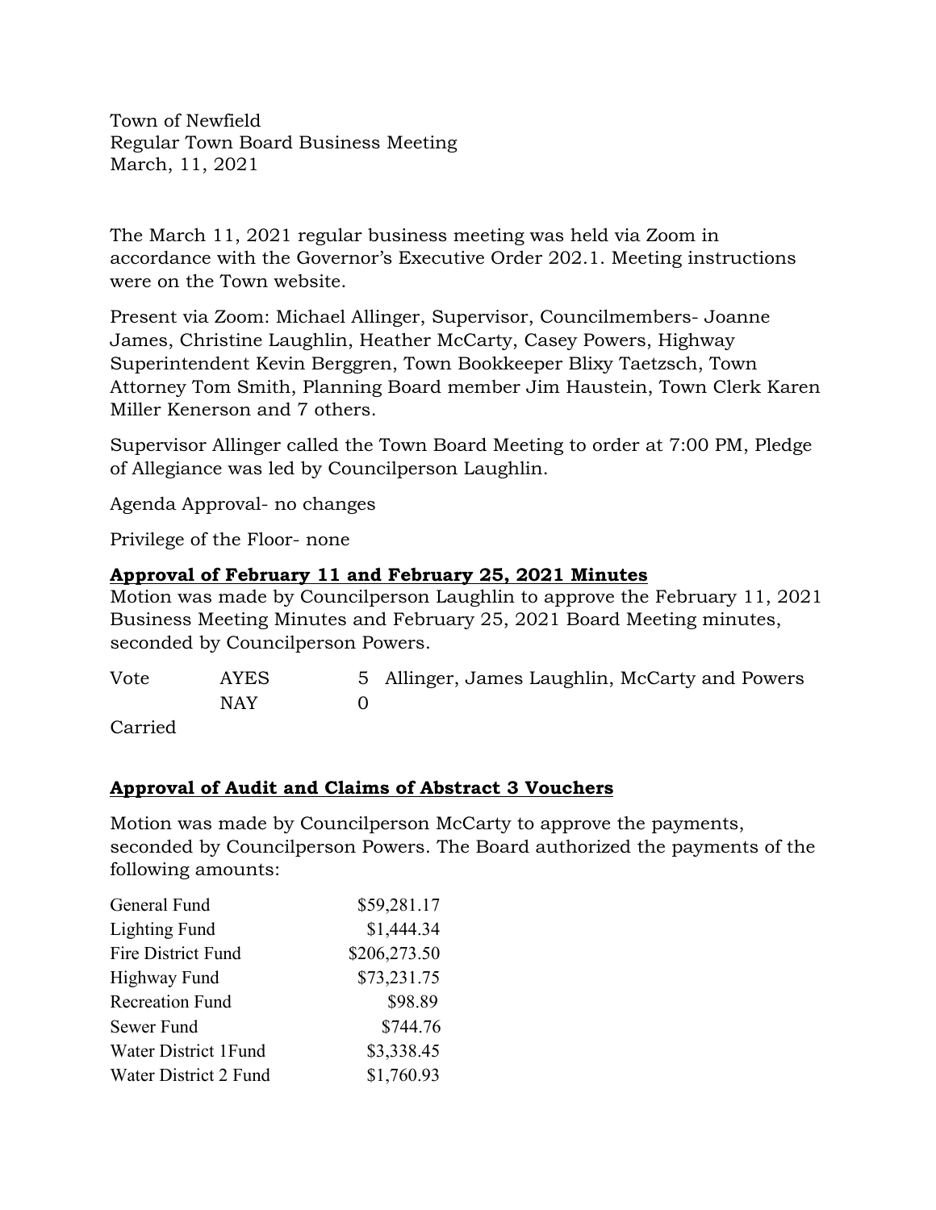Town of Newfield
Regular Town Board Business Meeting
March, 11, 2021

The March 11, 2021 regular business meeting was held via Zoom in accordance with the Governor's Executive Order 202.1. Meeting instructions were on the Town website.

Present via Zoom: Michael Allinger, Supervisor, Councilmembers- Joanne James, Christine Laughlin, Heather McCarty, Casey Powers, Highway Superintendent Kevin Berggren, Town Bookkeeper Blixy Taetzsch, Town Attorney Tom Smith, Planning Board member Jim Haustein, Town Clerk Karen Miller Kenerson and 7 others.

Supervisor Allinger called the Town Board Meeting to order at 7:00 PM, Pledge of Allegiance was led by Councilperson Laughlin.

Agenda Approval- no changes

Privilege of the Floor- none

**Approval of February 11 and February 25, 2021 Minutes**

Motion was made by Councilperson Laughlin to approve the February 11, 2021 Business Meeting Minutes and February 25, 2021 Board Meeting minutes, seconded by Councilperson Powers.

| Vote | AYES | 5 | Allinger, James Laughlin, McCarty and Powers |
|---|---|---|---|
| | NAY | 0 | |

Carried

**Approval of Audit and Claims of Abstract 3 Vouchers**

Motion was made by Councilperson McCarty to approve the payments, seconded by Councilperson Powers. The Board authorized the payments of the following amounts:

| | |
|---|---|
| General Fund | $59,281.17 |
| Lighting Fund | $1,444.34 |
| Fire District Fund | $206,273.50 |
| Highway Fund | $73,231.75 |
| Recreation Fund | $98.89 |
| Sewer Fund | $744.76 |
| Water District 1Fund | $3,338.45 |
| Water District 2 Fund | $1,760.93 |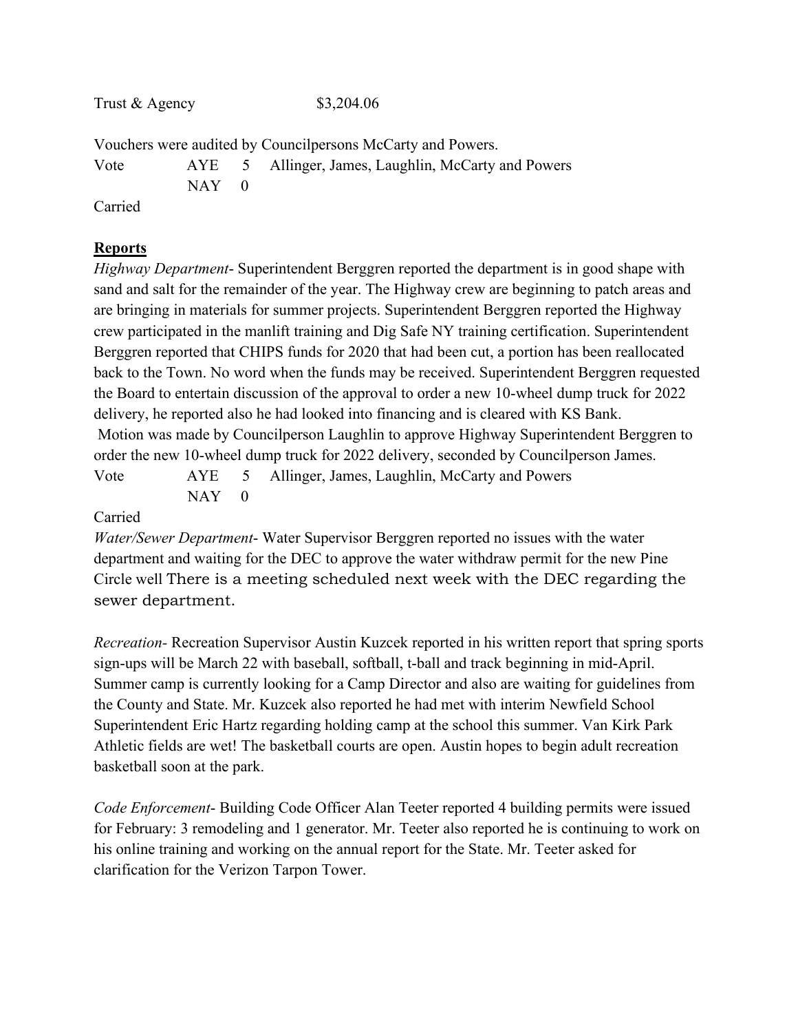| Trust & Agency | $3,204.06 |
| --- | --- |

Vouchers were audited by Councilpersons McCarty and Powers.

| Vote | AYE | 5 | Allinger, James, Laughlin, McCarty and Powers |
| --- | --- | --- | --- |
| | NAY | 0 | |

Carried

**Reports**

*Highway Department*- Superintendent Berggren reported the department is in good shape with sand and salt for the remainder of the year. The Highway crew are beginning to patch areas and are bringing in materials for summer projects. Superintendent Berggren reported the Highway crew participated in the manlift training and Dig Safe NY training certification. Superintendent Berggren reported that CHIPS funds for 2020 that had been cut, a portion has been reallocated back to the Town. No word when the funds may be received. Superintendent Berggren requested the Board to entertain discussion of the approval to order a new 10-wheel dump truck for 2022 delivery, he reported also he had looked into financing and is cleared with KS Bank.

Motion was made by Councilperson Laughlin to approve Highway Superintendent Berggren to order the new 10-wheel dump truck for 2022 delivery, seconded by Councilperson James.

| Vote | AYE | 5 | Allinger, James, Laughlin, McCarty and Powers |
| --- | --- | --- | --- |
| | NAY | 0 | |

Carried

*Water/Sewer Department*- Water Supervisor Berggren reported no issues with the water department and waiting for the DEC to approve the water withdraw permit for the new Pine Circle well There is a meeting scheduled next week with the DEC regarding the sewer department.

*Recreation*- Recreation Supervisor Austin Kuzcek reported in his written report that spring sports sign-ups will be March 22 with baseball, softball, t-ball and track beginning in mid-April. Summer camp is currently looking for a Camp Director and also are waiting for guidelines from the County and State. Mr. Kuzcek also reported he had met with interim Newfield School Superintendent Eric Hartz regarding holding camp at the school this summer. Van Kirk Park Athletic fields are wet! The basketball courts are open. Austin hopes to begin adult recreation basketball soon at the park.

*Code Enforcement*- Building Code Officer Alan Teeter reported 4 building permits were issued for February: 3 remodeling and 1 generator. Mr. Teeter also reported he is continuing to work on his online training and working on the annual report for the State. Mr. Teeter asked for clarification for the Verizon Tarpon Tower.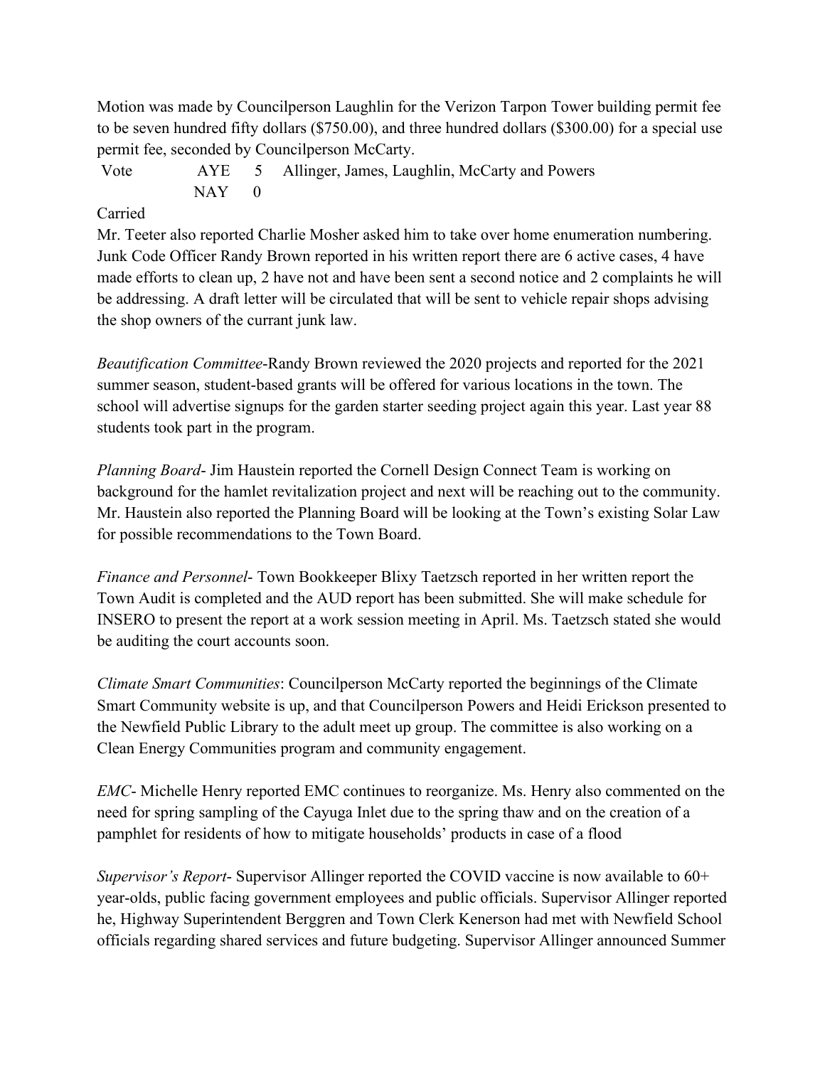Motion was made by Councilperson Laughlin for the Verizon Tarpon Tower building permit fee to be seven hundred fifty dollars ($750.00), and three hundred dollars ($300.00) for a special use permit fee, seconded by Councilperson McCarty.

| Vote | AYE | 5 | Allinger, James, Laughlin, McCarty and Powers |
|---|---|---|---|
| | NAY | 0 | |

Carried

Mr. Teeter also reported Charlie Mosher asked him to take over home enumeration numbering. Junk Code Officer Randy Brown reported in his written report there are 6 active cases, 4 have made efforts to clean up, 2 have not and have been sent a second notice and 2 complaints he will be addressing. A draft letter will be circulated that will be sent to vehicle repair shops advising the shop owners of the currant junk law.

*Beautification Committee*-Randy Brown reviewed the 2020 projects and reported for the 2021 summer season, student-based grants will be offered for various locations in the town. The school will advertise signups for the garden starter seeding project again this year. Last year 88 students took part in the program.

*Planning Board*- Jim Haustein reported the Cornell Design Connect Team is working on background for the hamlet revitalization project and next will be reaching out to the community. Mr. Haustein also reported the Planning Board will be looking at the Town's existing Solar Law for possible recommendations to the Town Board.

*Finance and Personnel*- Town Bookkeeper Blixy Taetzsch reported in her written report the Town Audit is completed and the AUD report has been submitted. She will make schedule for INSERO to present the report at a work session meeting in April. Ms. Taetzsch stated she would be auditing the court accounts soon.

*Climate Smart Communities*: Councilperson McCarty reported the beginnings of the Climate Smart Community website is up, and that Councilperson Powers and Heidi Erickson presented to the Newfield Public Library to the adult meet up group. The committee is also working on a Clean Energy Communities program and community engagement.

*EMC*- Michelle Henry reported EMC continues to reorganize. Ms. Henry also commented on the need for spring sampling of the Cayuga Inlet due to the spring thaw and on the creation of a pamphlet for residents of how to mitigate households' products in case of a flood

*Supervisor's Report*- Supervisor Allinger reported the COVID vaccine is now available to 60+ year-olds, public facing government employees and public officials. Supervisor Allinger reported he, Highway Superintendent Berggren and Town Clerk Kenerson had met with Newfield School officials regarding shared services and future budgeting. Supervisor Allinger announced Summer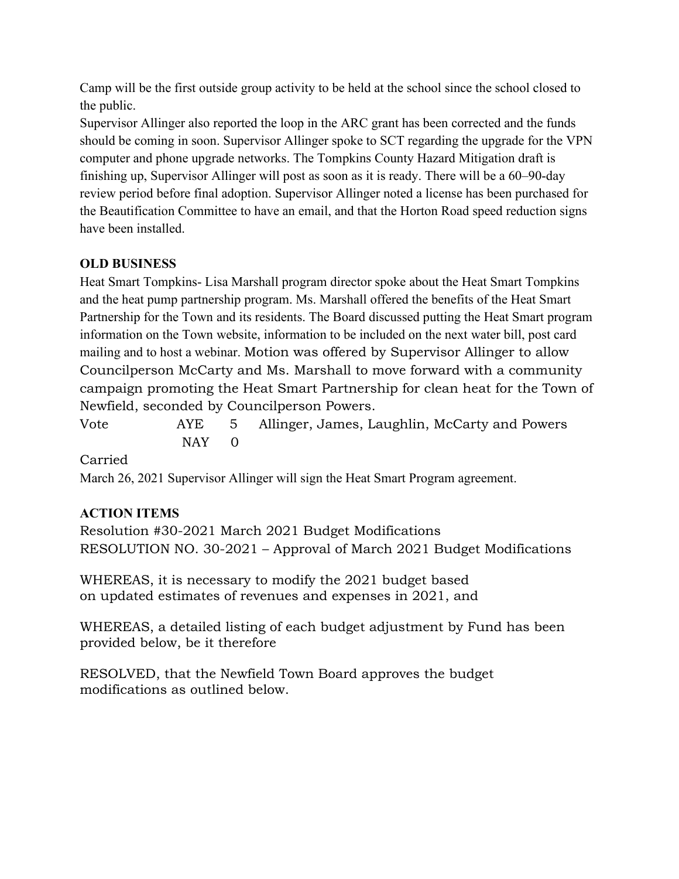Camp will be the first outside group activity to be held at the school since the school closed to the public.

Supervisor Allinger also reported the loop in the ARC grant has been corrected and the funds should be coming in soon. Supervisor Allinger spoke to SCT regarding the upgrade for the VPN computer and phone upgrade networks. The Tompkins County Hazard Mitigation draft is finishing up, Supervisor Allinger will post as soon as it is ready. There will be a 60–90-day review period before final adoption. Supervisor Allinger noted a license has been purchased for the Beautification Committee to have an email, and that the Horton Road speed reduction signs have been installed.

**OLD BUSINESS**

Heat Smart Tompkins- Lisa Marshall program director spoke about the Heat Smart Tompkins and the heat pump partnership program. Ms. Marshall offered the benefits of the Heat Smart Partnership for the Town and its residents. The Board discussed putting the Heat Smart program information on the Town website, information to be included on the next water bill, post card mailing and to host a webinar. Motion was offered by Supervisor Allinger to allow Councilperson McCarty and Ms. Marshall to move forward with a community campaign promoting the Heat Smart Partnership for clean heat for the Town of Newfield, seconded by Councilperson Powers.

Vote AYE 5 Allinger, James, Laughlin, McCarty and Powers
NAY 0

Carried

March 26, 2021 Supervisor Allinger will sign the Heat Smart Program agreement.

**ACTION ITEMS**

Resolution #30-2021 March 2021 Budget Modifications
RESOLUTION NO. 30-2021 – Approval of March 2021 Budget Modifications

WHEREAS, it is necessary to modify the 2021 budget based on updated estimates of revenues and expenses in 2021, and

WHEREAS, a detailed listing of each budget adjustment by Fund has been provided below, be it therefore

RESOLVED, that the Newfield Town Board approves the budget modifications as outlined below.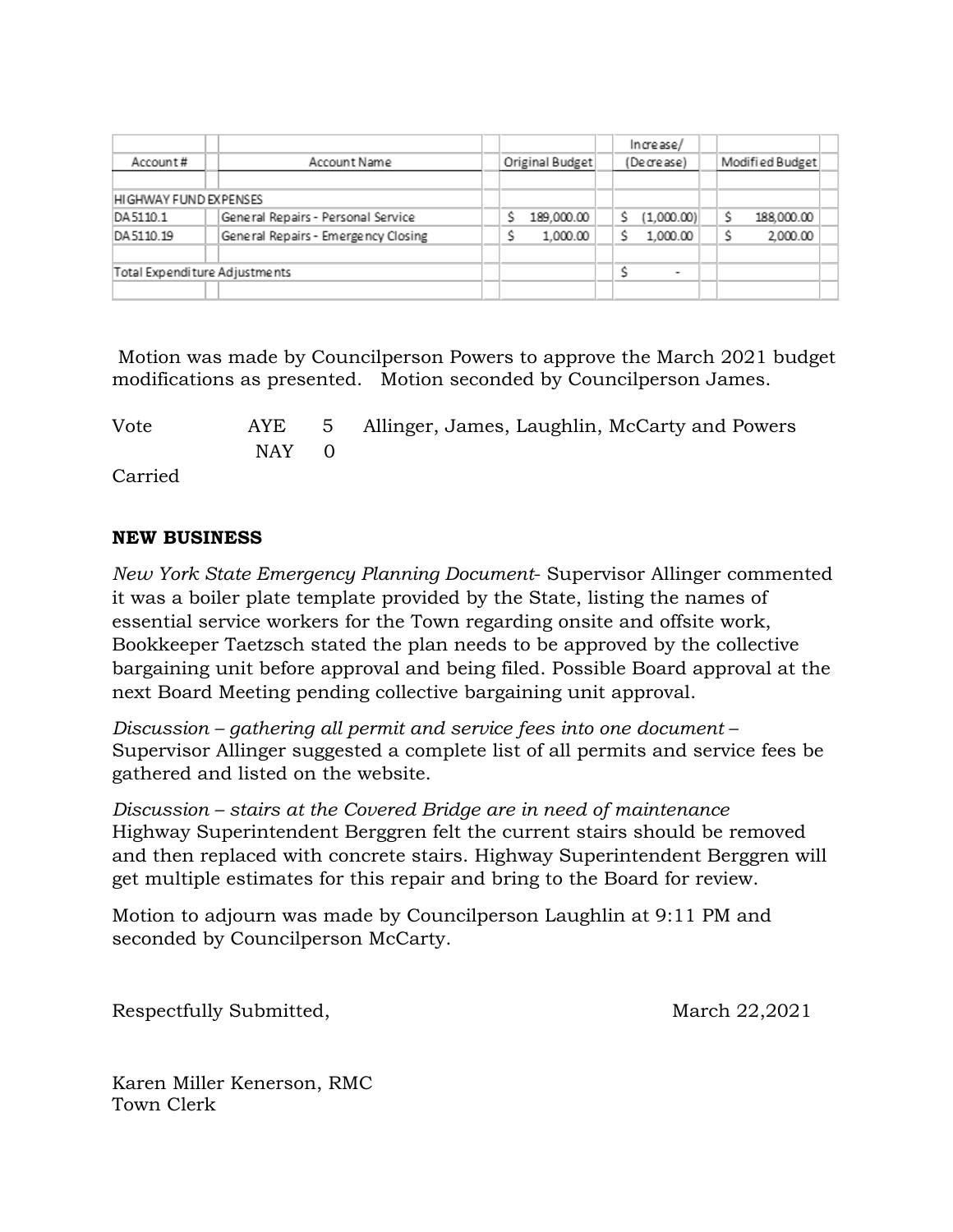| Account # | Account Name | Original Budget | Increase/ (Decrease) | Modified Budget |
|---|---|---|---|---|
| HIGHWAY FUND EXPENSES | | | | |
| DA5110.1 | General Repairs - Personal Service | $ 189,000.00 | $ (1,000.00) | $ 188,000.00 |
| DA5110.19 | General Repairs - Emergency Closing | $ 1,000.00 | $ 1,000.00 | $ 2,000.00 |
| Total Expenditure Adjustments | | | $ - | |

Motion was made by Councilperson Powers to approve the March 2021 budget modifications as presented. Motion seconded by Councilperson James.

Vote AYE 5 Allinger, James, Laughlin, McCarty and Powers
NAY 0

Carried

**NEW BUSINESS**

*New York State Emergency Planning Document*- Supervisor Allinger commented it was a boiler plate template provided by the State, listing the names of essential service workers for the Town regarding onsite and offsite work, Bookkeeper Taetzsch stated the plan needs to be approved by the collective bargaining unit before approval and being filed. Possible Board approval at the next Board Meeting pending collective bargaining unit approval.

*Discussion – gathering all permit and service fees into one document* – Supervisor Allinger suggested a complete list of all permits and service fees be gathered and listed on the website.

*Discussion – stairs at the Covered Bridge are in need of maintenance* Highway Superintendent Berggren felt the current stairs should be removed and then replaced with concrete stairs. Highway Superintendent Berggren will get multiple estimates for this repair and bring to the Board for review.

Motion to adjourn was made by Councilperson Laughlin at 9:11 PM and seconded by Councilperson McCarty.

Respectfully Submitted, March 22,2021

Karen Miller Kenerson, RMC
Town Clerk